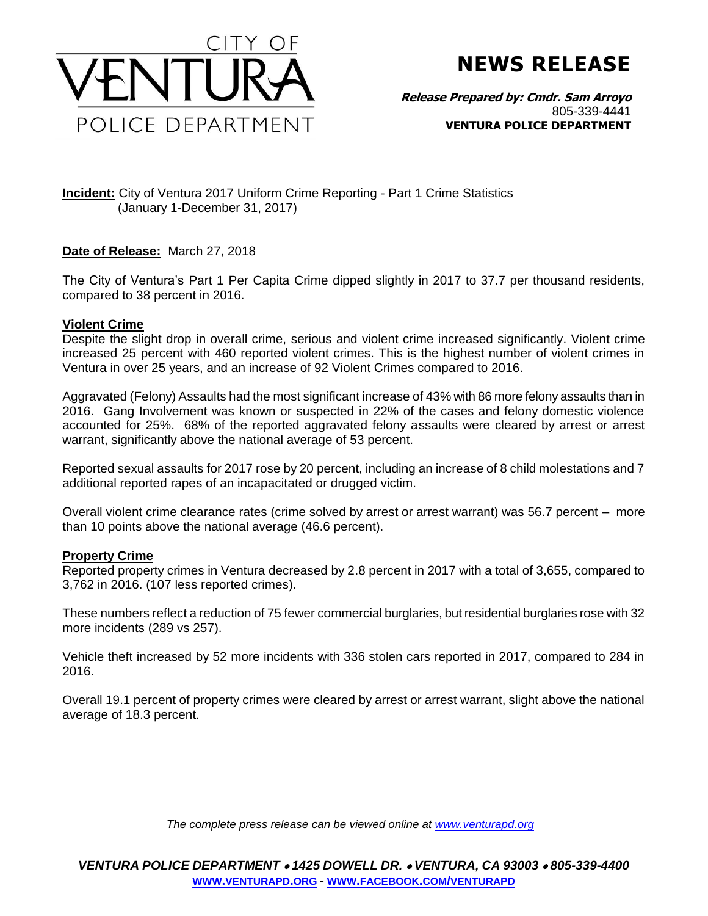# CITY OF VENTURA POLICE DEPARTMENT

# NEWS RELEASE

***Release Prepared by: Cmdr. Sam Arroyo***
805-339-4441
**VENTURA POLICE DEPARTMENT**

**Incident:** City of Ventura 2017 Uniform Crime Reporting - Part 1 Crime Statistics (January 1-December 31, 2017)

**Date of Release:** March 27, 2018

The City of Ventura's Part 1 Per Capita Crime dipped slightly in 2017 to 37.7 per thousand residents, compared to 38 percent in 2016.

## Violent Crime

Despite the slight drop in overall crime, serious and violent crime increased significantly. Violent crime increased 25 percent with 460 reported violent crimes. This is the highest number of violent crimes in Ventura in over 25 years, and an increase of 92 Violent Crimes compared to 2016.

Aggravated (Felony) Assaults had the most significant increase of 43% with 86 more felony assaults than in 2016. Gang Involvement was known or suspected in 22% of the cases and felony domestic violence accounted for 25%. 68% of the reported aggravated felony assaults were cleared by arrest or arrest warrant, significantly above the national average of 53 percent.

Reported sexual assaults for 2017 rose by 20 percent, including an increase of 8 child molestations and 7 additional reported rapes of an incapacitated or drugged victim.

Overall violent crime clearance rates (crime solved by arrest or arrest warrant) was 56.7 percent – more than 10 points above the national average (46.6 percent).

## Property Crime

Reported property crimes in Ventura decreased by 2.8 percent in 2017 with a total of 3,655, compared to 3,762 in 2016. (107 less reported crimes).

These numbers reflect a reduction of 75 fewer commercial burglaries, but residential burglaries rose with 32 more incidents (289 vs 257).

Vehicle theft increased by 52 more incidents with 336 stolen cars reported in 2017, compared to 284 in 2016.

Overall 19.1 percent of property crimes were cleared by arrest or arrest warrant, slight above the national average of 18.3 percent.

*The complete press release can be viewed online at www.venturapd.org*

***VENTURA POLICE DEPARTMENT • 1425 DOWELL DR. • VENTURA, CA 93003 • 805-339-4400***
**WWW.VENTURAPD.ORG - WWW.FACEBOOK.COM/VENTURAPD**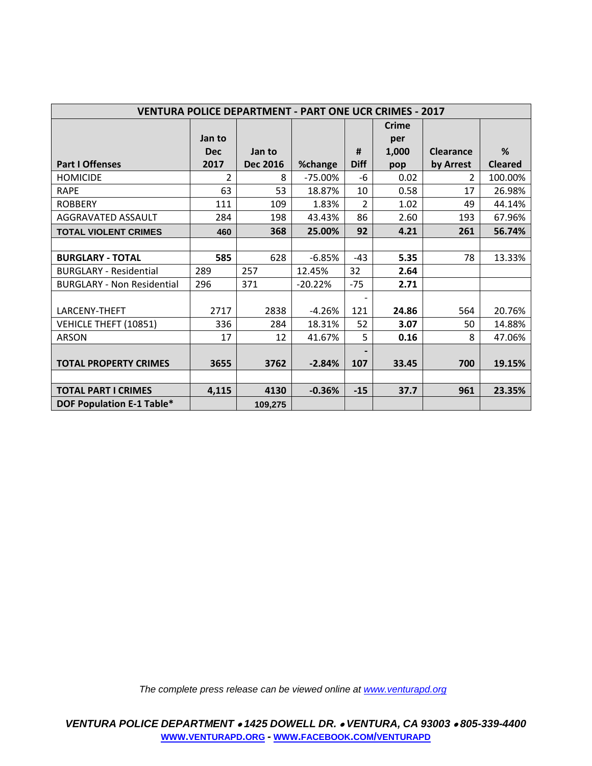| VENTURA POLICE DEPARTMENT - PART ONE UCR CRIMES - 2017 | | | | | | | |
|---|---|---|---|---|---|---|---|
| **Part I Offenses** | **Jan to Dec 2017** | **Jan to Dec 2016** | **%change** | **# Diff** | **Crime per 1,000 pop** | **Clearance by Arrest** | **% Cleared** |
| HOMICIDE | 2 | 8 | -75.00% | -6 | 0.02 | 2 | 100.00% |
| RAPE | 63 | 53 | 18.87% | 10 | 0.58 | 17 | 26.98% |
| ROBBERY | 111 | 109 | 1.83% | 2 | 1.02 | 49 | 44.14% |
| AGGRAVATED ASSAULT | 284 | 198 | 43.43% | 86 | 2.60 | 193 | 67.96% |
| **TOTAL VIOLENT CRIMES** | **460** | **368** | **25.00%** | **92** | **4.21** | **261** | **56.74%** |
| | | | | | | | |
| **BURGLARY - TOTAL** | **585** | 628 | -6.85% | -43 | **5.35** | 78 | 13.33% |
| BURGLARY - Residential | 289 | 257 | 12.45% | 32 | **2.64** | | |
| BURGLARY - Non Residential | 296 | 371 | -20.22% | -75 | **2.71** | | |
| LARCENY-THEFT | 2717 | 2838 | -4.26% | -121 | **24.86** | 564 | 20.76% |
| VEHICLE THEFT (10851) | 336 | 284 | 18.31% | 52 | **3.07** | 50 | 14.88% |
| ARSON | 17 | 12 | 41.67% | 5 | **0.16** | 8 | 47.06% |
| **TOTAL PROPERTY CRIMES** | **3655** | **3762** | **-2.84%** | **-107** | **33.45** | **700** | **19.15%** |
| | | | | | | | |
| **TOTAL PART I CRIMES** | **4,115** | **4130** | **-0.36%** | **-15** | **37.7** | **961** | **23.35%** |
| **DOF Population E-1 Table*** | | **109,275** | | | | | |

*The complete press release can be viewed online at [www.venturapd.org](http://www.venturapd.org)*

***VENTURA POLICE DEPARTMENT • 1425 DOWELL DR. • VENTURA, CA 93003 • 805-339-4400***

**[WWW.VENTURAPD.ORG](http://www.venturapd.org) - [WWW.FACEBOOK.COM/VENTURAPD](http://www.facebook.com/venturapd)**